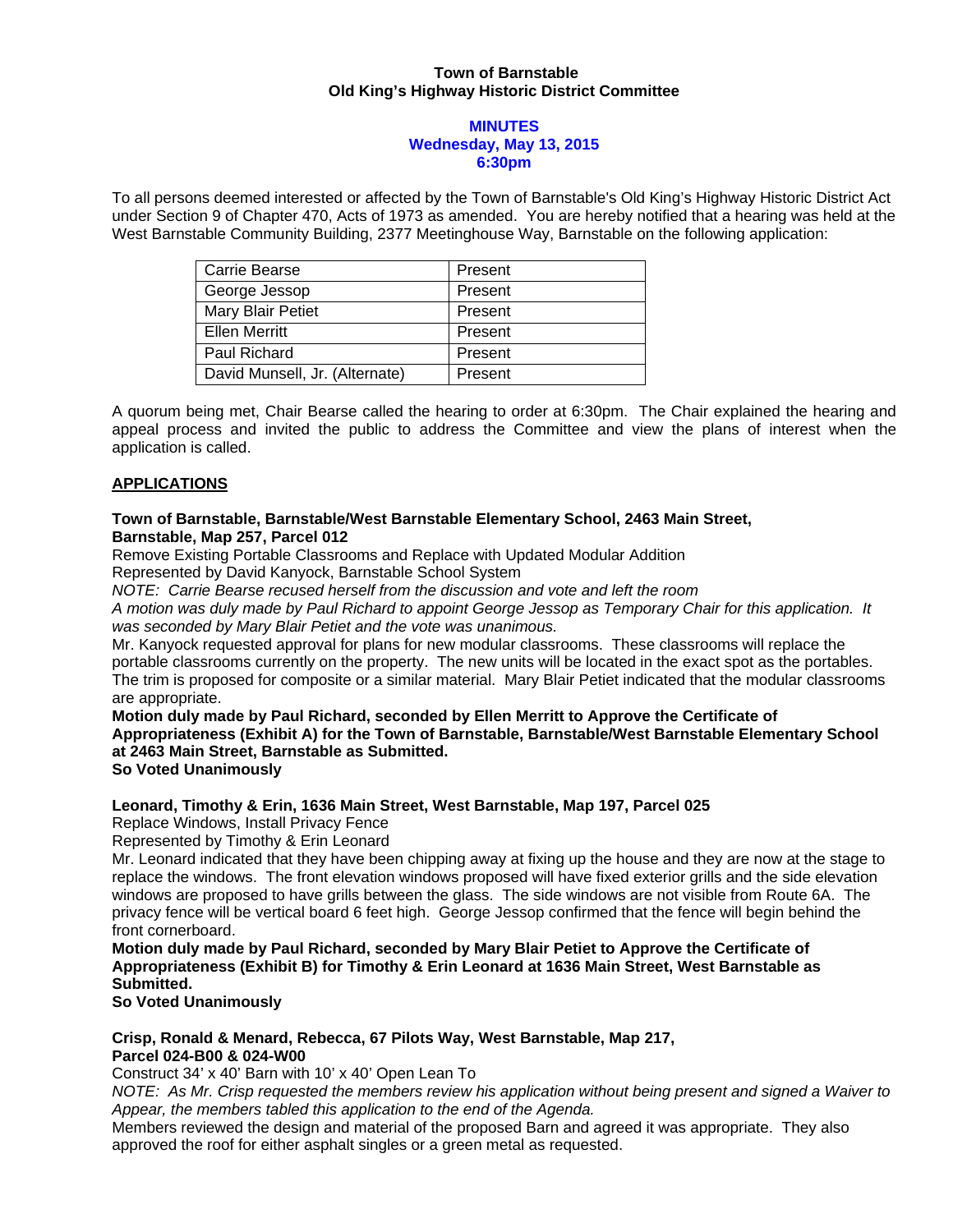**Town of Barnstable**
**Old King's Highway Historic District Committee**

**MINUTES**
**Wednesday, May 13, 2015**
**6:30pm**

To all persons deemed interested or affected by the Town of Barnstable's Old King's Highway Historic District Act under Section 9 of Chapter 470, Acts of 1973 as amended. You are hereby notified that a hearing was held at the West Barnstable Community Building, 2377 Meetinghouse Way, Barnstable on the following application:

| | |
|---|---|
| Carrie Bearse | Present |
| George Jessop | Present |
| Mary Blair Petiet | Present |
| Ellen Merritt | Present |
| Paul Richard | Present |
| David Munsell, Jr. (Alternate) | Present |

A quorum being met, Chair Bearse called the hearing to order at 6:30pm. The Chair explained the hearing and appeal process and invited the public to address the Committee and view the plans of interest when the application is called.

## APPLICATIONS

**Town of Barnstable, Barnstable/West Barnstable Elementary School, 2463 Main Street, Barnstable, Map 257, Parcel 012**

Remove Existing Portable Classrooms and Replace with Updated Modular Addition
Represented by David Kanyock, Barnstable School System
*NOTE: Carrie Bearse recused herself from the discussion and vote and left the room*
*A motion was duly made by Paul Richard to appoint George Jessop as Temporary Chair for this application. It was seconded by Mary Blair Petiet and the vote was unanimous.*
Mr. Kanyock requested approval for plans for new modular classrooms. These classrooms will replace the portable classrooms currently on the property. The new units will be located in the exact spot as the portables. The trim is proposed for composite or a similar material. Mary Blair Petiet indicated that the modular classrooms are appropriate.
**Motion duly made by Paul Richard, seconded by Ellen Merritt to Approve the Certificate of Appropriateness (Exhibit A) for the Town of Barnstable, Barnstable/West Barnstable Elementary School at 2463 Main Street, Barnstable as Submitted.**
**So Voted Unanimously**

**Leonard, Timothy & Erin, 1636 Main Street, West Barnstable, Map 197, Parcel 025**

Replace Windows, Install Privacy Fence
Represented by Timothy & Erin Leonard
Mr. Leonard indicated that they have been chipping away at fixing up the house and they are now at the stage to replace the windows. The front elevation windows proposed will have fixed exterior grills and the side elevation windows are proposed to have grills between the glass. The side windows are not visible from Route 6A. The privacy fence will be vertical board 6 feet high. George Jessop confirmed that the fence will begin behind the front cornerboard.
**Motion duly made by Paul Richard, seconded by Mary Blair Petiet to Approve the Certificate of Appropriateness (Exhibit B) for Timothy & Erin Leonard at 1636 Main Street, West Barnstable as Submitted.**
**So Voted Unanimously**

**Crisp, Ronald & Menard, Rebecca, 67 Pilots Way, West Barnstable, Map 217, Parcel 024-B00 & 024-W00**

Construct 34' x 40' Barn with 10' x 40' Open Lean To
*NOTE: As Mr. Crisp requested the members review his application without being present and signed a Waiver to Appear, the members tabled this application to the end of the Agenda.*
Members reviewed the design and material of the proposed Barn and agreed it was appropriate. They also approved the roof for either asphalt singles or a green metal as requested.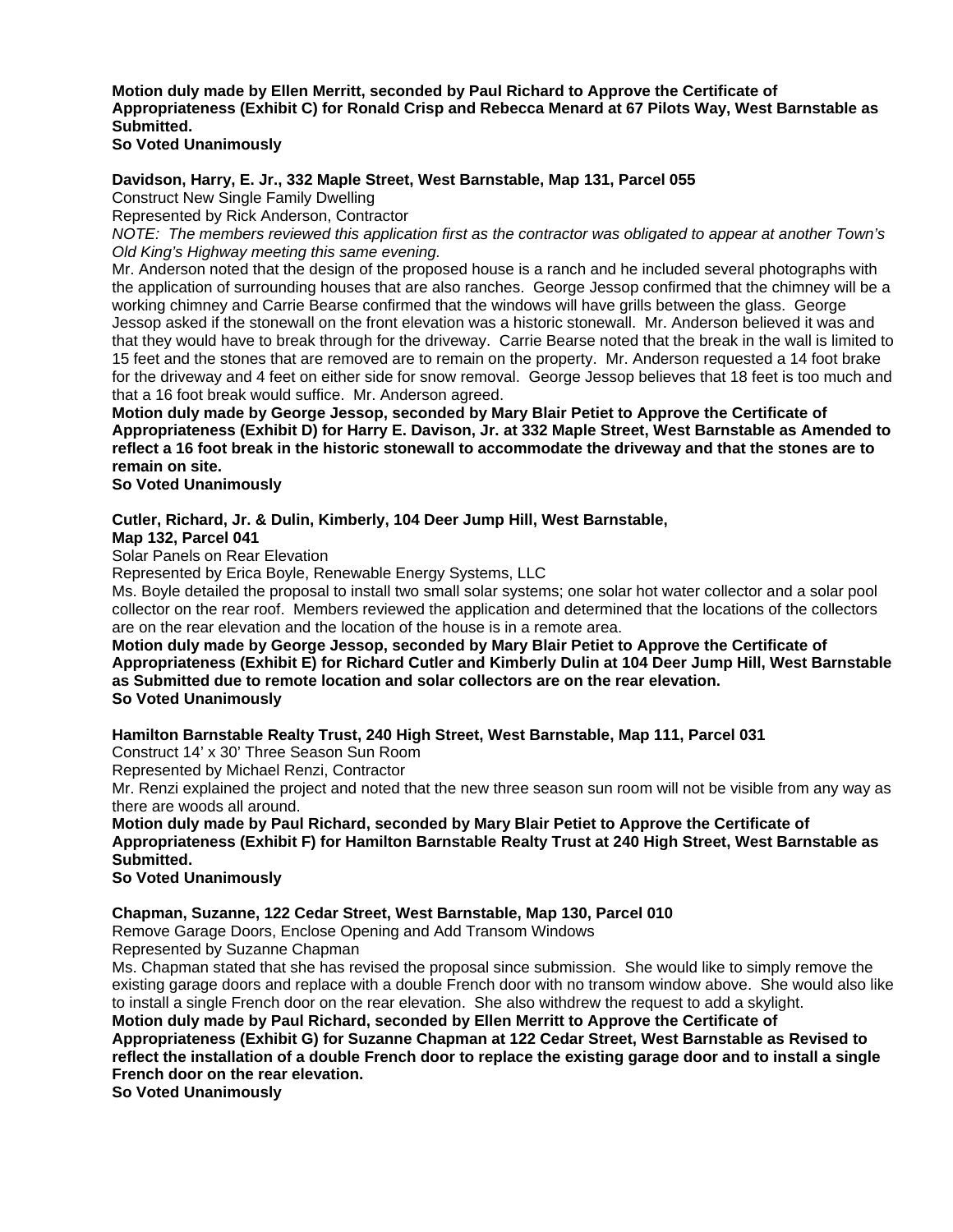**Motion duly made by Ellen Merritt, seconded by Paul Richard to Approve the Certificate of Appropriateness (Exhibit C) for Ronald Crisp and Rebecca Menard at 67 Pilots Way, West Barnstable as Submitted.**
**So Voted Unanimously**

**Davidson, Harry, E. Jr., 332 Maple Street, West Barnstable, Map 131, Parcel 055**
Construct New Single Family Dwelling
Represented by Rick Anderson, Contractor
*NOTE: The members reviewed this application first as the contractor was obligated to appear at another Town's Old King's Highway meeting this same evening.*
Mr. Anderson noted that the design of the proposed house is a ranch and he included several photographs with the application of surrounding houses that are also ranches. George Jessop confirmed that the chimney will be a working chimney and Carrie Bearse confirmed that the windows will have grills between the glass. George Jessop asked if the stonewall on the front elevation was a historic stonewall. Mr. Anderson believed it was and that they would have to break through for the driveway. Carrie Bearse noted that the break in the wall is limited to 15 feet and the stones that are removed are to remain on the property. Mr. Anderson requested a 14 foot brake for the driveway and 4 feet on either side for snow removal. George Jessop believes that 18 feet is too much and that a 16 foot break would suffice. Mr. Anderson agreed.
**Motion duly made by George Jessop, seconded by Mary Blair Petiet to Approve the Certificate of Appropriateness (Exhibit D) for Harry E. Davison, Jr. at 332 Maple Street, West Barnstable as Amended to reflect a 16 foot break in the historic stonewall to accommodate the driveway and that the stones are to remain on site.**
**So Voted Unanimously**

**Cutler, Richard, Jr. & Dulin, Kimberly, 104 Deer Jump Hill, West Barnstable, Map 132, Parcel 041**
Solar Panels on Rear Elevation
Represented by Erica Boyle, Renewable Energy Systems, LLC
Ms. Boyle detailed the proposal to install two small solar systems; one solar hot water collector and a solar pool collector on the rear roof. Members reviewed the application and determined that the locations of the collectors are on the rear elevation and the location of the house is in a remote area.
**Motion duly made by George Jessop, seconded by Mary Blair Petiet to Approve the Certificate of Appropriateness (Exhibit E) for Richard Cutler and Kimberly Dulin at 104 Deer Jump Hill, West Barnstable as Submitted due to remote location and solar collectors are on the rear elevation.**
**So Voted Unanimously**

**Hamilton Barnstable Realty Trust, 240 High Street, West Barnstable, Map 111, Parcel 031**
Construct 14' x 30' Three Season Sun Room
Represented by Michael Renzi, Contractor
Mr. Renzi explained the project and noted that the new three season sun room will not be visible from any way as there are woods all around.
**Motion duly made by Paul Richard, seconded by Mary Blair Petiet to Approve the Certificate of Appropriateness (Exhibit F) for Hamilton Barnstable Realty Trust at 240 High Street, West Barnstable as Submitted.**
**So Voted Unanimously**

**Chapman, Suzanne, 122 Cedar Street, West Barnstable, Map 130, Parcel 010**
Remove Garage Doors, Enclose Opening and Add Transom Windows
Represented by Suzanne Chapman
Ms. Chapman stated that she has revised the proposal since submission. She would like to simply remove the existing garage doors and replace with a double French door with no transom window above. She would also like to install a single French door on the rear elevation. She also withdrew the request to add a skylight.
**Motion duly made by Paul Richard, seconded by Ellen Merritt to Approve the Certificate of Appropriateness (Exhibit G) for Suzanne Chapman at 122 Cedar Street, West Barnstable as Revised to reflect the installation of a double French door to replace the existing garage door and to install a single French door on the rear elevation.**
**So Voted Unanimously**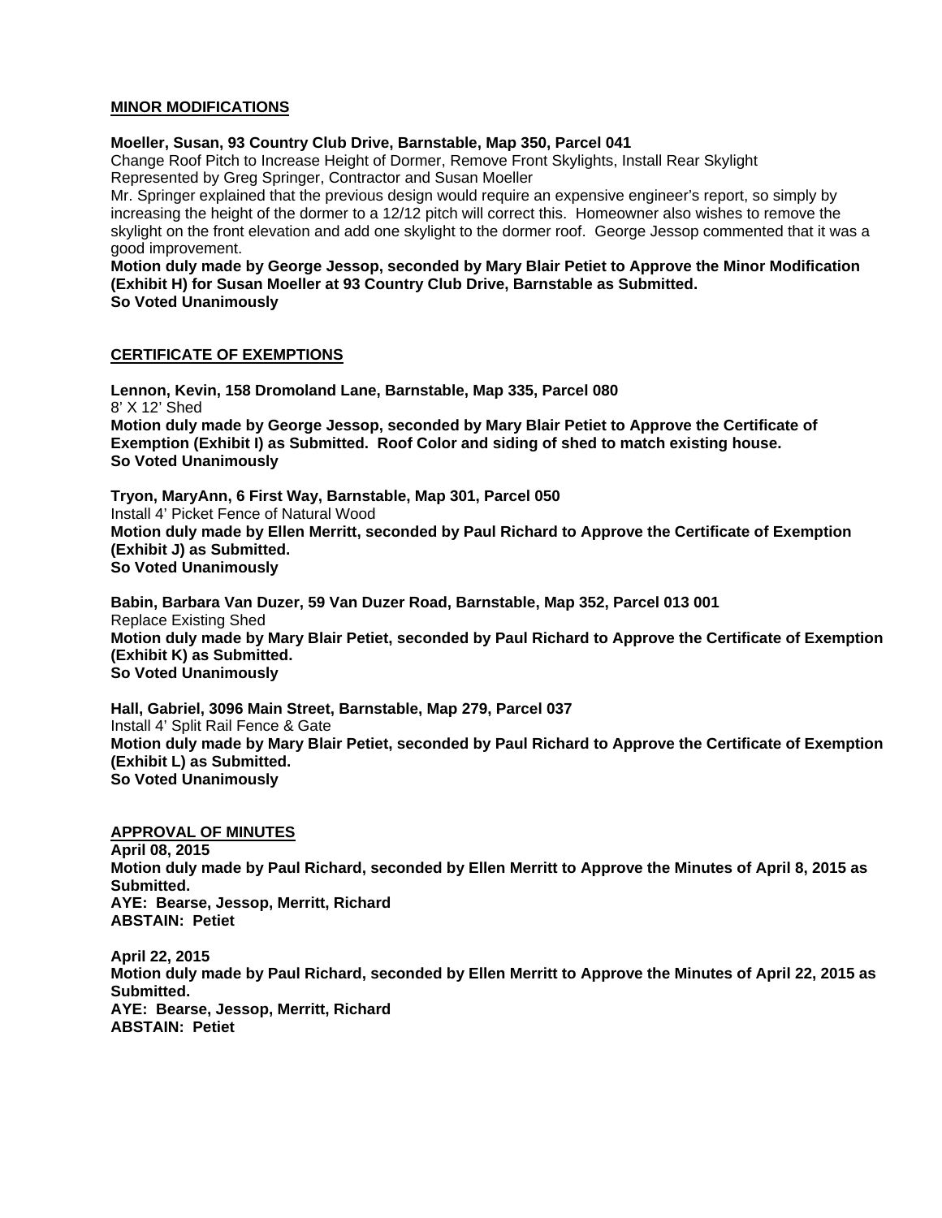**MINOR MODIFICATIONS**

**Moeller, Susan, 93 Country Club Drive, Barnstable, Map 350, Parcel 041**
Change Roof Pitch to Increase Height of Dormer, Remove Front Skylights, Install Rear Skylight
Represented by Greg Springer, Contractor and Susan Moeller
Mr. Springer explained that the previous design would require an expensive engineer's report, so simply by increasing the height of the dormer to a 12/12 pitch will correct this. Homeowner also wishes to remove the skylight on the front elevation and add one skylight to the dormer roof. George Jessop commented that it was a good improvement.
**Motion duly made by George Jessop, seconded by Mary Blair Petiet to Approve the Minor Modification (Exhibit H) for Susan Moeller at 93 Country Club Drive, Barnstable as Submitted.**
**So Voted Unanimously**

**CERTIFICATE OF EXEMPTIONS**

**Lennon, Kevin, 158 Dromoland Lane, Barnstable, Map 335, Parcel 080**
8' X 12' Shed
**Motion duly made by George Jessop, seconded by Mary Blair Petiet to Approve the Certificate of Exemption (Exhibit I) as Submitted. Roof Color and siding of shed to match existing house.**
**So Voted Unanimously**

**Tryon, MaryAnn, 6 First Way, Barnstable, Map 301, Parcel 050**
Install 4' Picket Fence of Natural Wood
**Motion duly made by Ellen Merritt, seconded by Paul Richard to Approve the Certificate of Exemption (Exhibit J) as Submitted.**
**So Voted Unanimously**

**Babin, Barbara Van Duzer, 59 Van Duzer Road, Barnstable, Map 352, Parcel 013 001**
Replace Existing Shed
**Motion duly made by Mary Blair Petiet, seconded by Paul Richard to Approve the Certificate of Exemption (Exhibit K) as Submitted.**
**So Voted Unanimously**

**Hall, Gabriel, 3096 Main Street, Barnstable, Map 279, Parcel 037**
Install 4' Split Rail Fence & Gate
**Motion duly made by Mary Blair Petiet, seconded by Paul Richard to Approve the Certificate of Exemption (Exhibit L) as Submitted.**
**So Voted Unanimously**

**APPROVAL OF MINUTES**
**April 08, 2015**
**Motion duly made by Paul Richard, seconded by Ellen Merritt to Approve the Minutes of April 8, 2015 as Submitted.**
**AYE: Bearse, Jessop, Merritt, Richard**
**ABSTAIN: Petiet**

**April 22, 2015**
**Motion duly made by Paul Richard, seconded by Ellen Merritt to Approve the Minutes of April 22, 2015 as Submitted.**
**AYE: Bearse, Jessop, Merritt, Richard**
**ABSTAIN: Petiet**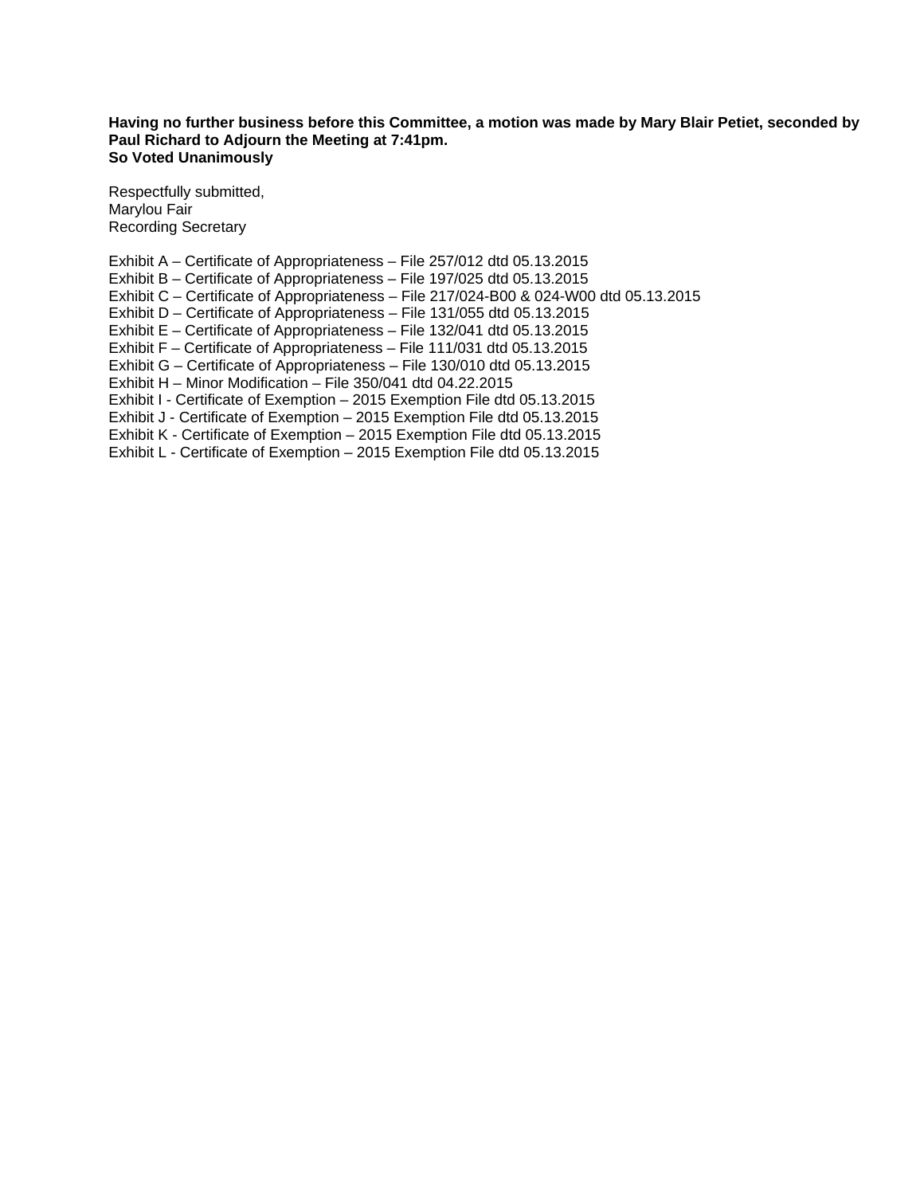**Having no further business before this Committee, a motion was made by Mary Blair Petiet, seconded by Paul Richard to Adjourn the Meeting at 7:41pm.**
**So Voted Unanimously**

Respectfully submitted,
Marylou Fair
Recording Secretary

Exhibit A – Certificate of Appropriateness – File 257/012 dtd 05.13.2015
Exhibit B – Certificate of Appropriateness – File 197/025 dtd 05.13.2015
Exhibit C – Certificate of Appropriateness – File 217/024-B00 & 024-W00 dtd 05.13.2015
Exhibit D – Certificate of Appropriateness – File 131/055 dtd 05.13.2015
Exhibit E – Certificate of Appropriateness – File 132/041 dtd 05.13.2015
Exhibit F – Certificate of Appropriateness – File 111/031 dtd 05.13.2015
Exhibit G – Certificate of Appropriateness – File 130/010 dtd 05.13.2015
Exhibit H – Minor Modification – File 350/041 dtd 04.22.2015
Exhibit I - Certificate of Exemption – 2015 Exemption File dtd 05.13.2015
Exhibit J - Certificate of Exemption – 2015 Exemption File dtd 05.13.2015
Exhibit K - Certificate of Exemption – 2015 Exemption File dtd 05.13.2015
Exhibit L - Certificate of Exemption – 2015 Exemption File dtd 05.13.2015